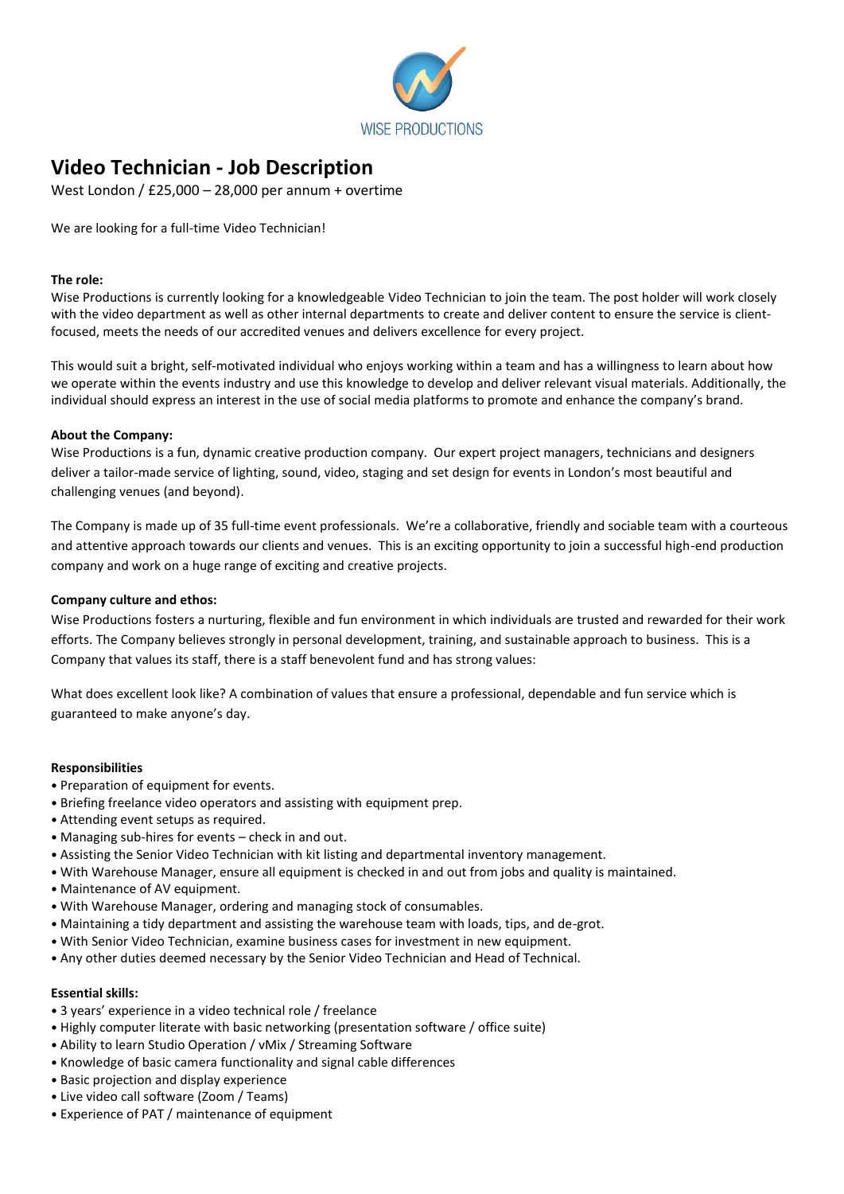WISE PRODUCTIONS

# Video Technician - Job Description

West London / £25,000 – 28,000 per annum + overtime

We are looking for a full-time Video Technician!

**The role:**

Wise Productions is currently looking for a knowledgeable Video Technician to join the team. The post holder will work closely with the video department as well as other internal departments to create and deliver content to ensure the service is client-focused, meets the needs of our accredited venues and delivers excellence for every project.

This would suit a bright, self-motivated individual who enjoys working within a team and has a willingness to learn about how we operate within the events industry and use this knowledge to develop and deliver relevant visual materials. Additionally, the individual should express an interest in the use of social media platforms to promote and enhance the company's brand.

**About the Company:**

Wise Productions is a fun, dynamic creative production company. Our expert project managers, technicians and designers deliver a tailor-made service of lighting, sound, video, staging and set design for events in London's most beautiful and challenging venues (and beyond).

The Company is made up of 35 full-time event professionals. We're a collaborative, friendly and sociable team with a courteous and attentive approach towards our clients and venues. This is an exciting opportunity to join a successful high-end production company and work on a huge range of exciting and creative projects.

**Company culture and ethos:**

Wise Productions fosters a nurturing, flexible and fun environment in which individuals are trusted and rewarded for their work efforts. The Company believes strongly in personal development, training, and sustainable approach to business. This is a Company that values its staff, there is a staff benevolent fund and has strong values:

What does excellent look like? A combination of values that ensure a professional, dependable and fun service which is guaranteed to make anyone's day.

**Responsibilities**

- Preparation of equipment for events.
- Briefing freelance video operators and assisting with equipment prep.
- Attending event setups as required.
- Managing sub-hires for events – check in and out.
- Assisting the Senior Video Technician with kit listing and departmental inventory management.
- With Warehouse Manager, ensure all equipment is checked in and out from jobs and quality is maintained.
- Maintenance of AV equipment.
- With Warehouse Manager, ordering and managing stock of consumables.
- Maintaining a tidy department and assisting the warehouse team with loads, tips, and de-grot.
- With Senior Video Technician, examine business cases for investment in new equipment.
- Any other duties deemed necessary by the Senior Video Technician and Head of Technical.

**Essential skills:**

- 3 years' experience in a video technical role / freelance
- Highly computer literate with basic networking (presentation software / office suite)
- Ability to learn Studio Operation / vMix / Streaming Software
- Knowledge of basic camera functionality and signal cable differences
- Basic projection and display experience
- Live video call software (Zoom / Teams)
- Experience of PAT / maintenance of equipment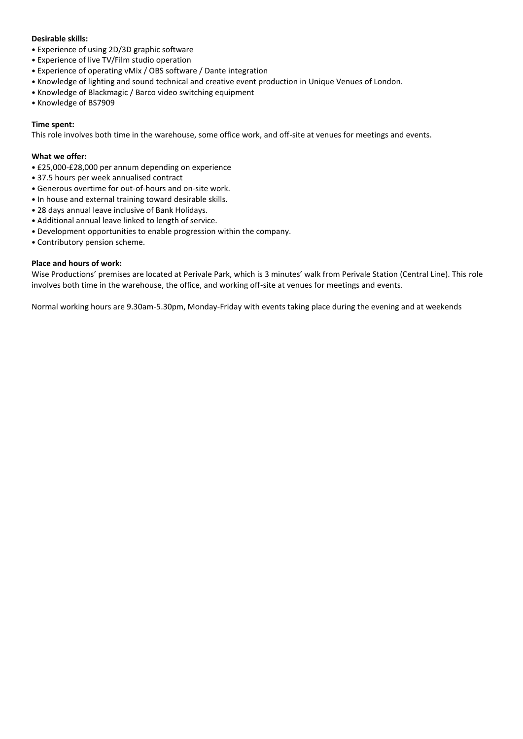**Desirable skills:**
- Experience of using 2D/3D graphic software
- Experience of live TV/Film studio operation
- Experience of operating vMix / OBS software / Dante integration
- Knowledge of lighting and sound technical and creative event production in Unique Venues of London.
- Knowledge of Blackmagic / Barco video switching equipment
- Knowledge of BS7909

**Time spent:**
This role involves both time in the warehouse, some office work, and off-site at venues for meetings and events.

**What we offer:**
- £25,000-£28,000 per annum depending on experience
- 37.5 hours per week annualised contract
- Generous overtime for out-of-hours and on-site work.
- In house and external training toward desirable skills.
- 28 days annual leave inclusive of Bank Holidays.
- Additional annual leave linked to length of service.
- Development opportunities to enable progression within the company.
- Contributory pension scheme.

**Place and hours of work:**
Wise Productions' premises are located at Perivale Park, which is 3 minutes' walk from Perivale Station (Central Line). This role involves both time in the warehouse, the office, and working off-site at venues for meetings and events.

Normal working hours are 9.30am-5.30pm, Monday-Friday with events taking place during the evening and at weekends